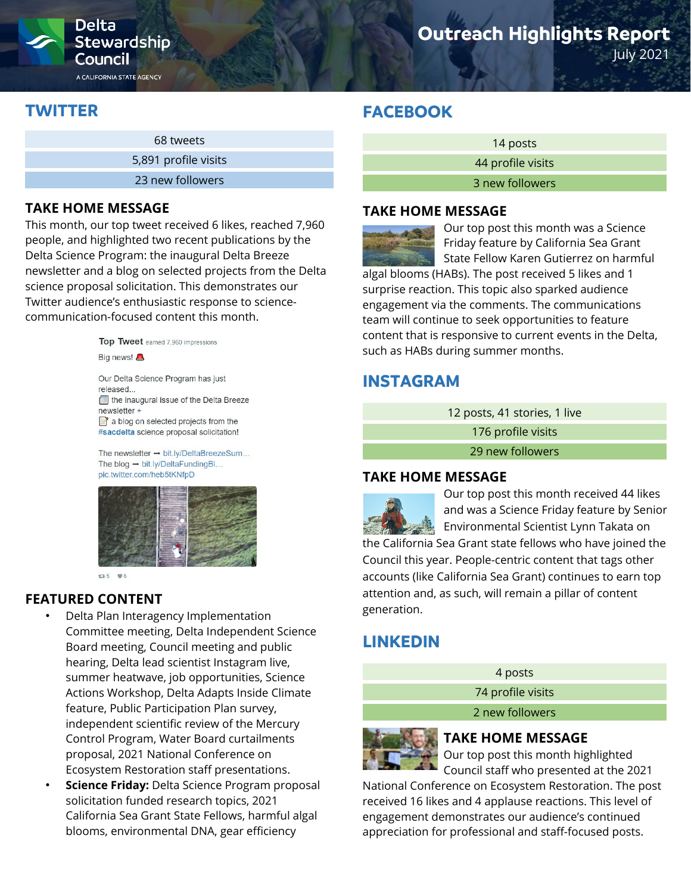# Outreach Highlights Report

July 2021

## TWITTER

| 68 tweets |
| --- |
| 5,891 profile visits |
| 23 new followers |

### TAKE HOME MESSAGE

This month, our top tweet received 6 likes, reached 7,960 people, and highlighted two recent publications by the Delta Science Program: the inaugural Delta Breeze newsletter and a blog on selected projects from the Delta science proposal solicitation. This demonstrates our Twitter audience's enthusiastic response to science-communication-focused content this month.

Top Tweet earned 7,960 impressions

Big news! 🚨

Our Delta Science Program has just released...
📰 the inaugural issue of the Delta Breeze newsletter +
📝 a blog on selected projects from the #sacdelta science proposal solicitation!

The newsletter ➡ bit.ly/DeltaBreezeSum...
The blog ➡ bit.ly/DeltaFundingBl...
pic.twitter.com/heb5tKNfpD

### FEATURED CONTENT

- Delta Plan Interagency Implementation Committee meeting, Delta Independent Science Board meeting, Council meeting and public hearing, Delta lead scientist Instagram live, summer heatwave, job opportunities, Science Actions Workshop, Delta Adapts Inside Climate feature, Public Participation Plan survey, independent scientific review of the Mercury Control Program, Water Board curtailments proposal, 2021 National Conference on Ecosystem Restoration staff presentations.
- **Science Friday:** Delta Science Program proposal solicitation funded research topics, 2021 California Sea Grant State Fellows, harmful algal blooms, environmental DNA, gear efficiency

## FACEBOOK

| 14 posts |
| --- |
| 44 profile visits |
| 3 new followers |

### TAKE HOME MESSAGE

Our top post this month was a Science Friday feature by California Sea Grant State Fellow Karen Gutierrez on harmful algal blooms (HABs). The post received 5 likes and 1 surprise reaction. This topic also sparked audience engagement via the comments. The communications team will continue to seek opportunities to feature content that is responsive to current events in the Delta, such as HABs during summer months.

## INSTAGRAM

| 12 posts, 41 stories, 1 live |
| --- |
| 176 profile visits |
| 29 new followers |

### TAKE HOME MESSAGE

Our top post this month received 44 likes and was a Science Friday feature by Senior Environmental Scientist Lynn Takata on the California Sea Grant state fellows who have joined the Council this year. People-centric content that tags other accounts (like California Sea Grant) continues to earn top attention and, as such, will remain a pillar of content generation.

## LINKEDIN

| 4 posts |
| --- |
| 74 profile visits |
| 2 new followers |

### TAKE HOME MESSAGE

Our top post this month highlighted Council staff who presented at the 2021 National Conference on Ecosystem Restoration. The post received 16 likes and 4 applause reactions. This level of engagement demonstrates our audience's continued appreciation for professional and staff-focused posts.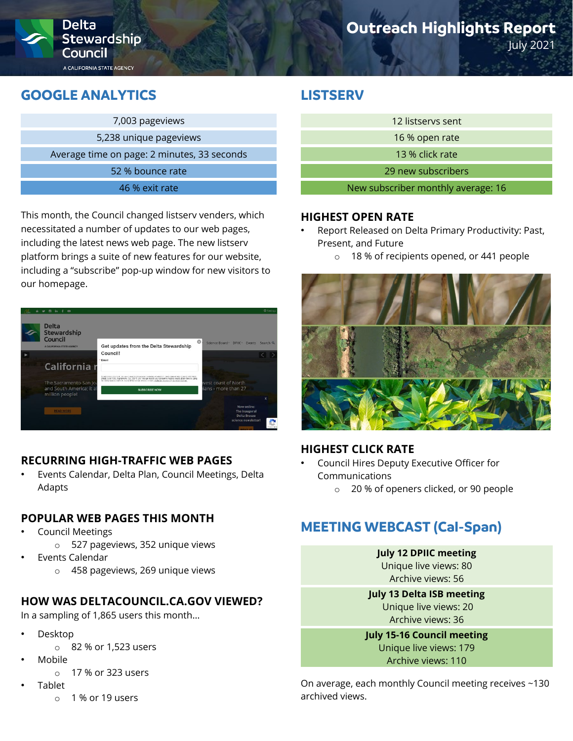# Outreach Highlights Report

July 2021

## GOOGLE ANALYTICS

| |
|---|
| 7,003 pageviews |
| 5,238 unique pageviews |
| Average time on page: 2 minutes, 33 seconds |
| 52 % bounce rate |
| 46 % exit rate |

This month, the Council changed listserv venders, which necessitated a number of updates to our web pages, including the latest news web page. The new listserv platform brings a suite of new features for our website, including a "subscribe" pop-up window for new visitors to our homepage.

### RECURRING HIGH-TRAFFIC WEB PAGES

- Events Calendar, Delta Plan, Council Meetings, Delta Adapts

### POPULAR WEB PAGES THIS MONTH

- Council Meetings
  - 527 pageviews, 352 unique views
- Events Calendar
  - 458 pageviews, 269 unique views

### HOW WAS DELTACOUNCIL.CA.GOV VIEWED?

In a sampling of 1,865 users this month…

- Desktop
  - 82 % or 1,523 users
- Mobile
  - 17 % or 323 users
- Tablet
  - 1 % or 19 users

## LISTSERV

| |
|---|
| 12 listservs sent |
| 16 % open rate |
| 13 % click rate |
| 29 new subscribers |
| New subscriber monthly average: 16 |

### HIGHEST OPEN RATE

- Report Released on Delta Primary Productivity: Past, Present, and Future
  - 18 % of recipients opened, or 441 people

### HIGHEST CLICK RATE

- Council Hires Deputy Executive Officer for Communications
  - 20 % of openers clicked, or 90 people

## MEETING WEBCAST (Cal-Span)

| |
|---|
| **July 12 DPIIC meeting**<br>Unique live views: 80<br>Archive views: 56 |
| **July 13 Delta ISB meeting**<br>Unique live views: 20<br>Archive views: 36 |
| **July 15-16 Council meeting**<br>Unique live views: 179<br>Archive views: 110 |

On average, each monthly Council meeting receives ~130 archived views.